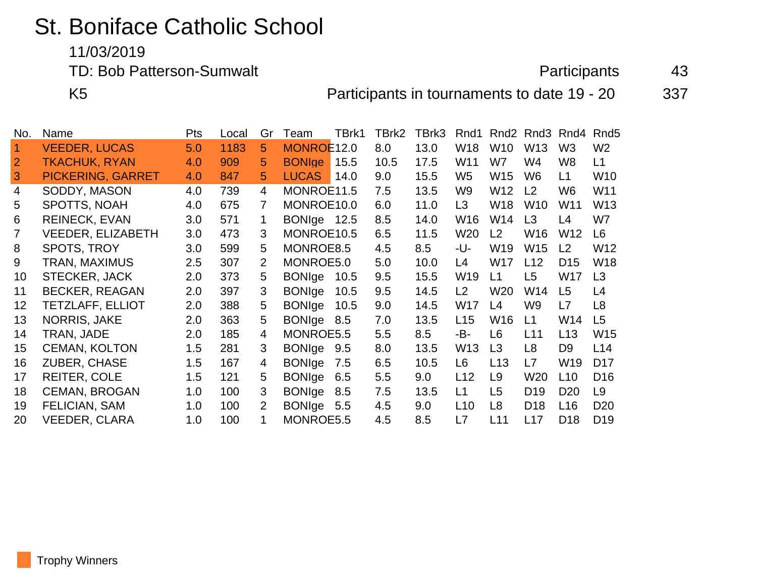# St. Boniface Catholic School

11/03/2019

TD: Bob Patterson-Sumwalt

Participants 43

K5

Participants in tournaments to date 19 - 20 337

| No. | Name | Pts | Local | Gr | Team | TBrk1 | TBrk2 | TBrk3 | Rnd1 | Rnd2 | Rnd3 | Rnd4 | Rnd5 |
|---|---|---|---|---|---|---|---|---|---|---|---|---|---|
| 1 | VEEDER, LUCAS | 5.0 | 1183 | 5 | MONROE | 12.0 | 8.0 | 13.0 | W18 | W10 | W13 | W3 | W2 |
| 2 | TKACHUK, RYAN | 4.0 | 909 | 5 | BONIge | 15.5 | 10.5 | 17.5 | W11 | W7 | W4 | W8 | L1 |
| 3 | PICKERING, GARRET | 4.0 | 847 | 5 | LUCAS | 14.0 | 9.0 | 15.5 | W5 | W15 | W6 | L1 | W10 |
| 4 | SODDY, MASON | 4.0 | 739 | 4 | MONROE | 11.5 | 7.5 | 13.5 | W9 | W12 | L2 | W6 | W11 |
| 5 | SPOTTS, NOAH | 4.0 | 675 | 7 | MONROE | 10.0 | 6.0 | 11.0 | L3 | W18 | W10 | W11 | W13 |
| 6 | REINECK, EVAN | 3.0 | 571 | 1 | BONIge | 12.5 | 8.5 | 14.0 | W16 | W14 | L3 | L4 | W7 |
| 7 | VEEDER, ELIZABETH | 3.0 | 473 | 3 | MONROE | 10.5 | 6.5 | 11.5 | W20 | L2 | W16 | W12 | L6 |
| 8 | SPOTS, TROY | 3.0 | 599 | 5 | MONROE | 8.5 | 4.5 | 8.5 | -U- | W19 | W15 | L2 | W12 |
| 9 | TRAN, MAXIMUS | 2.5 | 307 | 2 | MONROE | 5.0 | 5.0 | 10.0 | L4 | W17 | L12 | D15 | W18 |
| 10 | STECKER, JACK | 2.0 | 373 | 5 | BONIge | 10.5 | 9.5 | 15.5 | W19 | L1 | L5 | W17 | L3 |
| 11 | BECKER, REAGAN | 2.0 | 397 | 3 | BONIge | 10.5 | 9.5 | 14.5 | L2 | W20 | W14 | L5 | L4 |
| 12 | TETZLAFF, ELLIOT | 2.0 | 388 | 5 | BONIge | 10.5 | 9.0 | 14.5 | W17 | L4 | W9 | L7 | L8 |
| 13 | NORRIS, JAKE | 2.0 | 363 | 5 | BONIge | 8.5 | 7.0 | 13.5 | L15 | W16 | L1 | W14 | L5 |
| 14 | TRAN, JADE | 2.0 | 185 | 4 | MONROE | 5.5 | 5.5 | 8.5 | -B- | L6 | L11 | L13 | W15 |
| 15 | CEMAN, KOLTON | 1.5 | 281 | 3 | BONIge | 9.5 | 8.0 | 13.5 | W13 | L3 | L8 | D9 | L14 |
| 16 | ZUBER, CHASE | 1.5 | 167 | 4 | BONIge | 7.5 | 6.5 | 10.5 | L6 | L13 | L7 | W19 | D17 |
| 17 | REITER, COLE | 1.5 | 121 | 5 | BONIge | 6.5 | 5.5 | 9.0 | L12 | L9 | W20 | L10 | D16 |
| 18 | CEMAN, BROGAN | 1.0 | 100 | 3 | BONIge | 8.5 | 7.5 | 13.5 | L1 | L5 | D19 | D20 | L9 |
| 19 | FELICIAN, SAM | 1.0 | 100 | 2 | BONIge | 5.5 | 4.5 | 9.0 | L10 | L8 | D18 | L16 | D20 |
| 20 | VEEDER, CLARA | 1.0 | 100 | 1 | MONROE | 5.5 | 4.5 | 8.5 | L7 | L11 | L17 | D18 | D19 |

Trophy Winners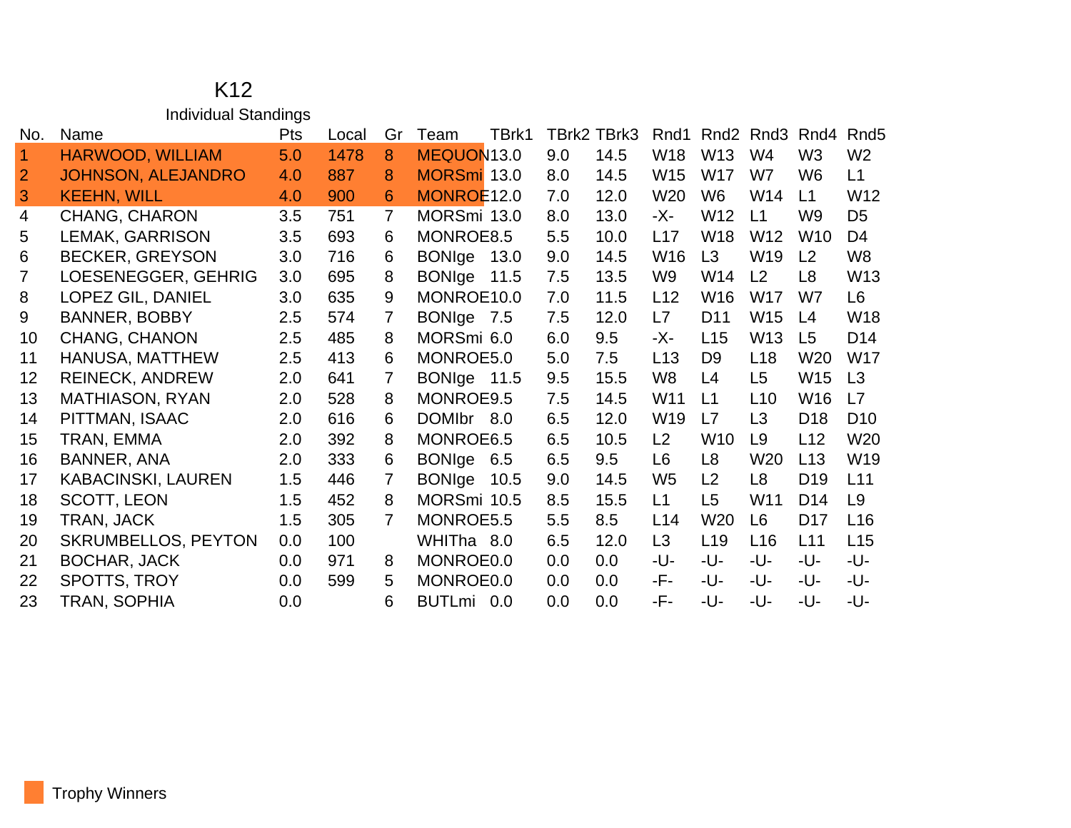# K12

## Individual Standings

| No. | Name | Pts | Local | Gr | Team | TBrk1 | TBrk2 | TBrk3 | Rnd1 | Rnd2 | Rnd3 | Rnd4 | Rnd5 |
|---|---|---|---|---|---|---|---|---|---|---|---|---|---|
| 1 | HARWOOD, WILLIAM | 5.0 | 1478 | 8 | MEQUON | 13.0 | 9.0 | 14.5 | W18 | W13 | W4 | W3 | W2 |
| 2 | JOHNSON, ALEJANDRO | 4.0 | 887 | 8 | MORSmi | 13.0 | 8.0 | 14.5 | W15 | W17 | W7 | W6 | L1 |
| 3 | KEEHN, WILL | 4.0 | 900 | 6 | MONROE | 12.0 | 7.0 | 12.0 | W20 | W6 | W14 | L1 | W12 |
| 4 | CHANG, CHARON | 3.5 | 751 | 7 | MORSmi | 13.0 | 8.0 | 13.0 | -X- | W12 | L1 | W9 | D5 |
| 5 | LEMAK, GARRISON | 3.5 | 693 | 6 | MONROE | 8.5 | 5.5 | 10.0 | L17 | W18 | W12 | W10 | D4 |
| 6 | BECKER, GREYSON | 3.0 | 716 | 6 | BONIge | 13.0 | 9.0 | 14.5 | W16 | L3 | W19 | L2 | W8 |
| 7 | LOESENEGGER, GEHRIG | 3.0 | 695 | 8 | BONIge | 11.5 | 7.5 | 13.5 | W9 | W14 | L2 | L8 | W13 |
| 8 | LOPEZ GIL, DANIEL | 3.0 | 635 | 9 | MONROE | 10.0 | 7.0 | 11.5 | L12 | W16 | W17 | W7 | L6 |
| 9 | BANNER, BOBBY | 2.5 | 574 | 7 | BONIge | 7.5 | 7.5 | 12.0 | L7 | D11 | W15 | L4 | W18 |
| 10 | CHANG, CHANON | 2.5 | 485 | 8 | MORSmi | 6.0 | 6.0 | 9.5 | -X- | L15 | W13 | L5 | D14 |
| 11 | HANUSA, MATTHEW | 2.5 | 413 | 6 | MONROE | 5.0 | 5.0 | 7.5 | L13 | D9 | L18 | W20 | W17 |
| 12 | REINECK, ANDREW | 2.0 | 641 | 7 | BONIge | 11.5 | 9.5 | 15.5 | W8 | L4 | L5 | W15 | L3 |
| 13 | MATHIASON, RYAN | 2.0 | 528 | 8 | MONROE | 9.5 | 7.5 | 14.5 | W11 | L1 | L10 | W16 | L7 |
| 14 | PITTMAN, ISAAC | 2.0 | 616 | 6 | DOMIbr | 8.0 | 6.5 | 12.0 | W19 | L7 | L3 | D18 | D10 |
| 15 | TRAN, EMMA | 2.0 | 392 | 8 | MONROE | 6.5 | 6.5 | 10.5 | L2 | W10 | L9 | L12 | W20 |
| 16 | BANNER, ANA | 2.0 | 333 | 6 | BONIge | 6.5 | 6.5 | 9.5 | L6 | L8 | W20 | L13 | W19 |
| 17 | KABACINSKI, LAUREN | 1.5 | 446 | 7 | BONIge | 10.5 | 9.0 | 14.5 | W5 | L2 | L8 | D19 | L11 |
| 18 | SCOTT, LEON | 1.5 | 452 | 8 | MORSmi | 10.5 | 8.5 | 15.5 | L1 | L5 | W11 | D14 | L9 |
| 19 | TRAN, JACK | 1.5 | 305 | 7 | MONROE | 5.5 | 5.5 | 8.5 | L14 | W20 | L6 | D17 | L16 |
| 20 | SKRUMBELLOS, PEYTON | 0.0 | 100 | | WHITha | 8.0 | 6.5 | 12.0 | L3 | L19 | L16 | L11 | L15 |
| 21 | BOCHAR, JACK | 0.0 | 971 | 8 | MONROE | 0.0 | 0.0 | 0.0 | -U- | -U- | -U- | -U- | -U- |
| 22 | SPOTTS, TROY | 0.0 | 599 | 5 | MONROE | 0.0 | 0.0 | 0.0 | -F- | -U- | -U- | -U- | -U- |
| 23 | TRAN, SOPHIA | 0.0 | | 6 | BUTLmi | 0.0 | 0.0 | 0.0 | -F- | -U- | -U- | -U- | -U- |

Trophy Winners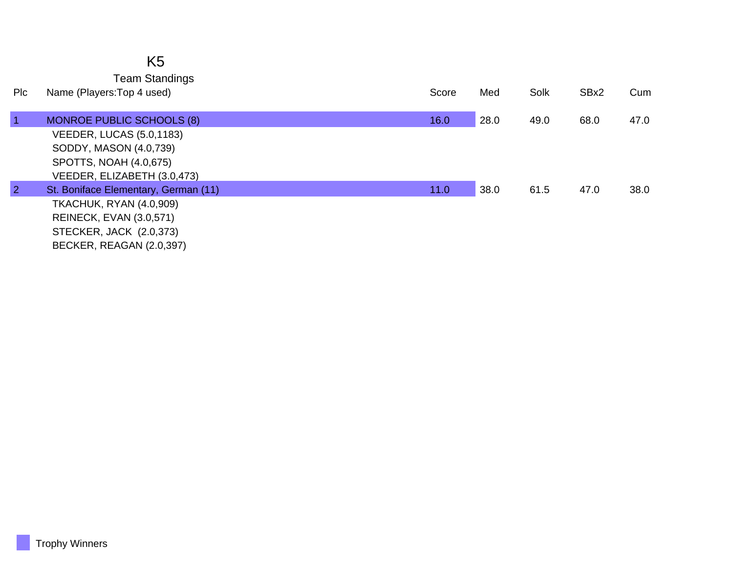# K5

## Team Standings

| Plc | Name (Players:Top 4 used) | Score | Med | Solk | SBx2 | Cum |
|---|---|---|---|---|---|---|
| 1 | MONROE PUBLIC SCHOOLS (8) | 16.0 | 28.0 | 49.0 | 68.0 | 47.0 |
| | VEEDER, LUCAS (5.0,1183) | | | | | |
| | SODDY, MASON (4.0,739) | | | | | |
| | SPOTTS, NOAH (4.0,675) | | | | | |
| | VEEDER, ELIZABETH (3.0,473) | | | | | |
| 2 | St. Boniface Elementary, German (11) | 11.0 | 38.0 | 61.5 | 47.0 | 38.0 |
| | TKACHUK, RYAN (4.0,909) | | | | | |
| | REINECK, EVAN (3.0,571) | | | | | |
| | STECKER, JACK (2.0,373) | | | | | |
| | BECKER, REAGAN (2.0,397) | | | | | |

Trophy Winners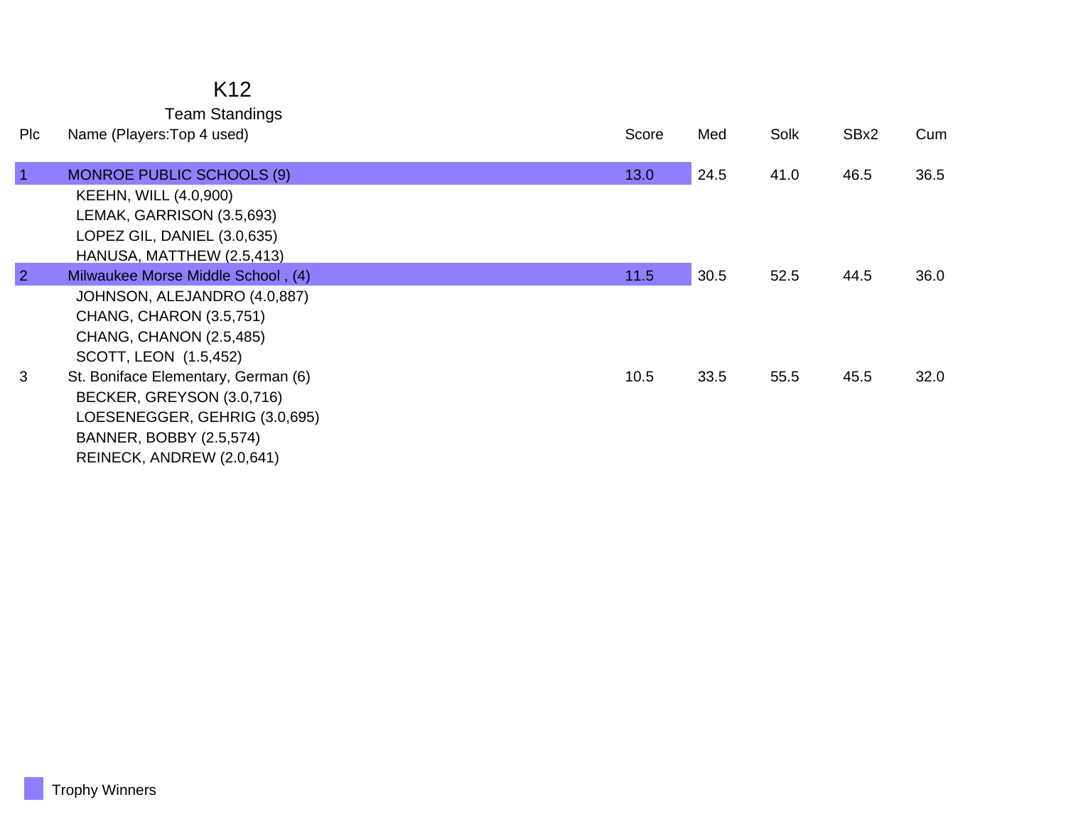# K12

## Team Standings

| Plc | Name (Players:Top 4 used) | Score | Med | Solk | SBx2 | Cum |
|---|---|---|---|---|---|---|
| 1 | MONROE PUBLIC SCHOOLS (9) | 13.0 | 24.5 | 41.0 | 46.5 | 36.5 |
| | KEEHN, WILL (4.0,900) | | | | | |
| | LEMAK, GARRISON (3.5,693) | | | | | |
| | LOPEZ GIL, DANIEL (3.0,635) | | | | | |
| | HANUSA, MATTHEW (2.5,413) | | | | | |
| 2 | Milwaukee Morse Middle School , (4) | 11.5 | 30.5 | 52.5 | 44.5 | 36.0 |
| | JOHNSON, ALEJANDRO (4.0,887) | | | | | |
| | CHANG, CHARON (3.5,751) | | | | | |
| | CHANG, CHANON (2.5,485) | | | | | |
| | SCOTT, LEON (1.5,452) | | | | | |
| 3 | St. Boniface Elementary, German (6) | 10.5 | 33.5 | 55.5 | 45.5 | 32.0 |
| | BECKER, GREYSON (3.0,716) | | | | | |
| | LOESENEGGER, GEHRIG (3.0,695) | | | | | |
| | BANNER, BOBBY (2.5,574) | | | | | |
| | REINECK, ANDREW (2.0,641) | | | | | |

Trophy Winners